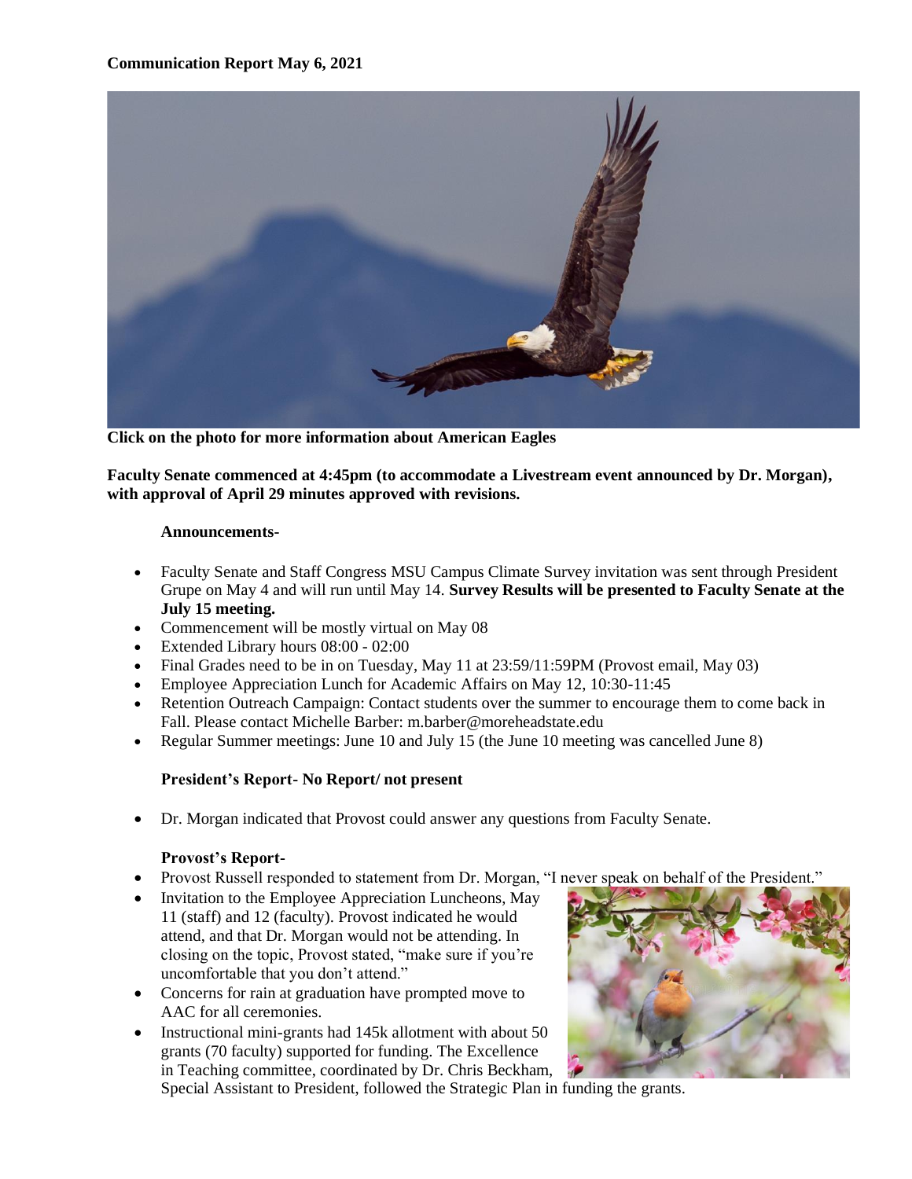**Communication Report May 6, 2021**

**Click on the photo for more information about American Eagles**

**Faculty Senate commenced at 4:45pm (to accommodate a Livestream event announced by Dr. Morgan), with approval of April 29 minutes approved with revisions.**

**Announcements-**

- Faculty Senate and Staff Congress MSU Campus Climate Survey invitation was sent through President Grupe on May 4 and will run until May 14. **Survey Results will be presented to Faculty Senate at the July 15 meeting.**
- Commencement will be mostly virtual on May 08
- Extended Library hours 08:00 - 02:00
- Final Grades need to be in on Tuesday, May 11 at 23:59/11:59PM (Provost email, May 03)
- Employee Appreciation Lunch for Academic Affairs on May 12, 10:30-11:45
- Retention Outreach Campaign: Contact students over the summer to encourage them to come back in Fall. Please contact Michelle Barber: m.barber@moreheadstate.edu
- Regular Summer meetings: June 10 and July 15 (the June 10 meeting was cancelled June 8)

**President's Report- No Report/ not present**

- Dr. Morgan indicated that Provost could answer any questions from Faculty Senate.

**Provost's Report-**

- Provost Russell responded to statement from Dr. Morgan, "I never speak on behalf of the President."
- Invitation to the Employee Appreciation Luncheons, May 11 (staff) and 12 (faculty). Provost indicated he would attend, and that Dr. Morgan would not be attending. In closing on the topic, Provost stated, "make sure if you're uncomfortable that you don't attend."
- Concerns for rain at graduation have prompted move to AAC for all ceremonies.
- Instructional mini-grants had 145k allotment with about 50 grants (70 faculty) supported for funding. The Excellence in Teaching committee, coordinated by Dr. Chris Beckham, Special Assistant to President, followed the Strategic Plan in funding the grants.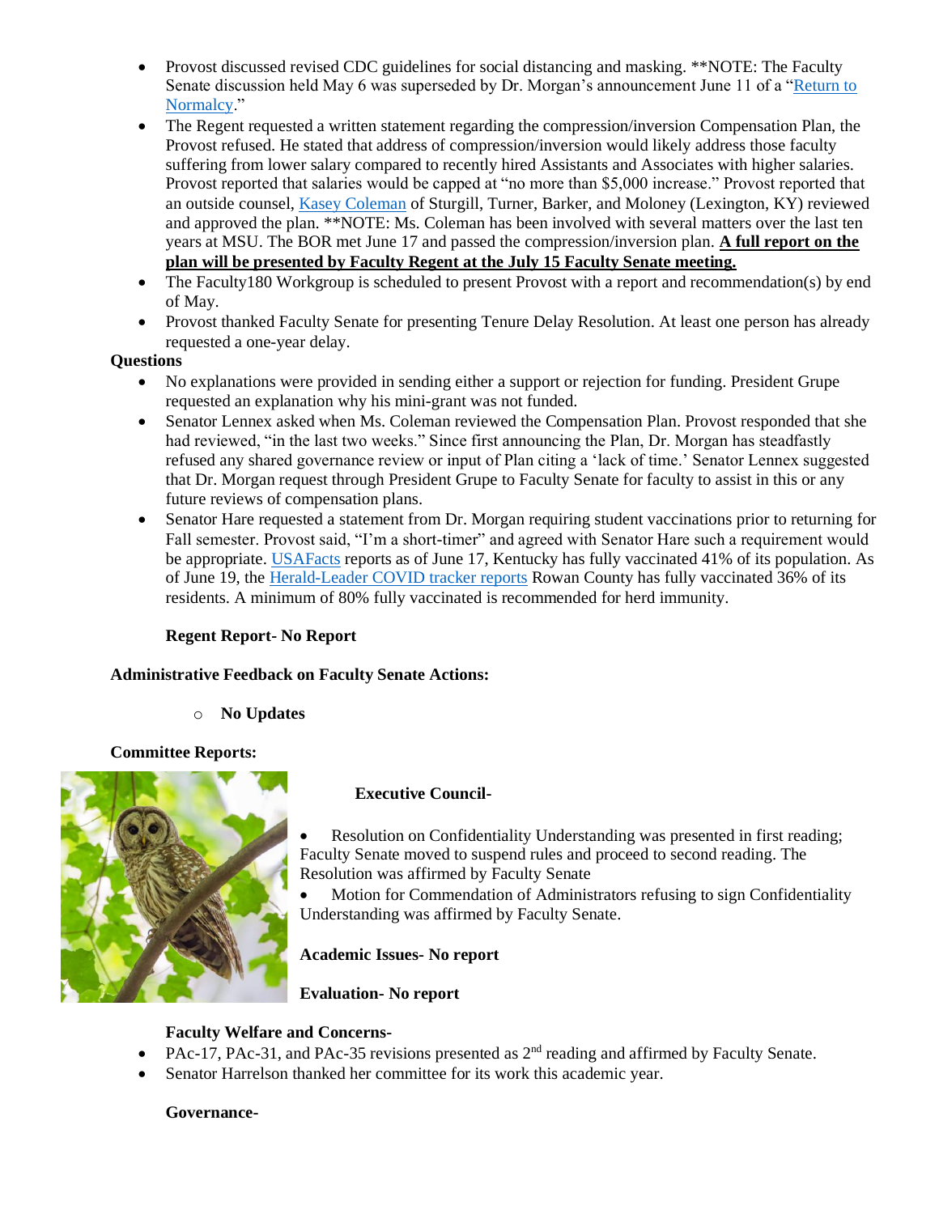- Provost discussed revised CDC guidelines for social distancing and masking. **NOTE: The Faculty Senate discussion held May 6 was superseded by Dr. Morgan's announcement June 11 of a "Return to Normalcy."
- The Regent requested a written statement regarding the compression/inversion Compensation Plan, the Provost refused. He stated that address of compression/inversion would likely address those faculty suffering from lower salary compared to recently hired Assistants and Associates with higher salaries. Provost reported that salaries would be capped at "no more than $5,000 increase." Provost reported that an outside counsel, Kasey Coleman of Sturgill, Turner, Barker, and Moloney (Lexington, KY) reviewed and approved the plan. **NOTE: Ms. Coleman has been involved with several matters over the last ten years at MSU. The BOR met June 17 and passed the compression/inversion plan. **A full report on the plan will be presented by Faculty Regent at the July 15 Faculty Senate meeting.**
- The Faculty180 Workgroup is scheduled to present Provost with a report and recommendation(s) by end of May.
- Provost thanked Faculty Senate for presenting Tenure Delay Resolution. At least one person has already requested a one-year delay.

**Questions**

- No explanations were provided in sending either a support or rejection for funding. President Grupe requested an explanation why his mini-grant was not funded.
- Senator Lennex asked when Ms. Coleman reviewed the Compensation Plan. Provost responded that she had reviewed, "in the last two weeks." Since first announcing the Plan, Dr. Morgan has steadfastly refused any shared governance review or input of Plan citing a 'lack of time.' Senator Lennex suggested that Dr. Morgan request through President Grupe to Faculty Senate for faculty to assist in this or any future reviews of compensation plans.
- Senator Hare requested a statement from Dr. Morgan requiring student vaccinations prior to returning for Fall semester. Provost said, "I'm a short-timer" and agreed with Senator Hare such a requirement would be appropriate. USAFacts reports as of June 17, Kentucky has fully vaccinated 41% of its population. As of June 19, the Herald-Leader COVID tracker reports Rowan County has fully vaccinated 36% of its residents. A minimum of 80% fully vaccinated is recommended for herd immunity.

**Regent Report- No Report**

**Administrative Feedback on Faculty Senate Actions:**

- **No Updates**

**Committee Reports:**

**Executive Council-**

- Resolution on Confidentiality Understanding was presented in first reading; Faculty Senate moved to suspend rules and proceed to second reading. The Resolution was affirmed by Faculty Senate
- Motion for Commendation of Administrators refusing to sign Confidentiality Understanding was affirmed by Faculty Senate.

**Academic Issues- No report**

**Evaluation- No report**

**Faculty Welfare and Concerns-**

- PAc-17, PAc-31, and PAc-35 revisions presented as 2nd reading and affirmed by Faculty Senate.
- Senator Harrelson thanked her committee for its work this academic year.

**Governance-**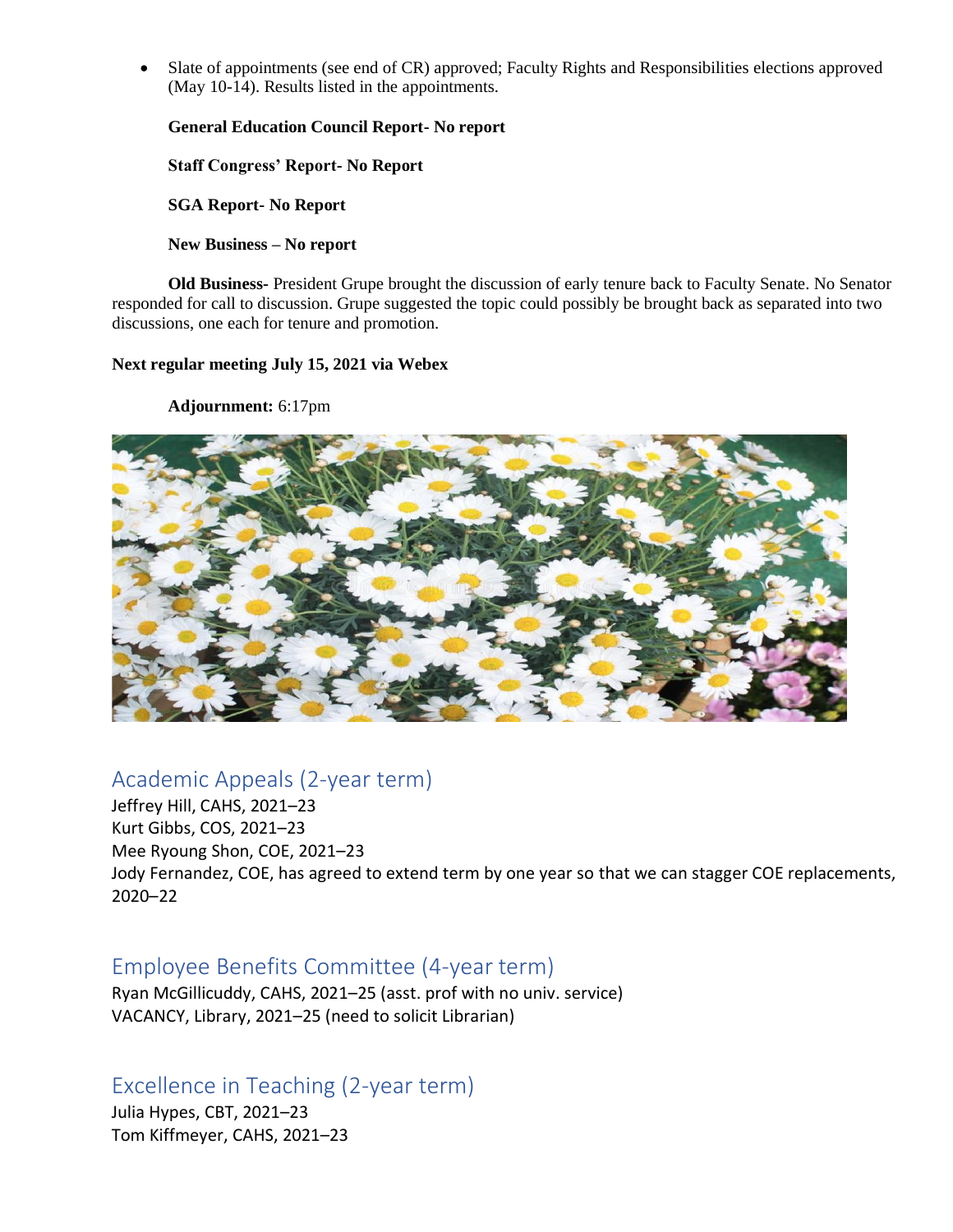- Slate of appointments (see end of CR) approved; Faculty Rights and Responsibilities elections approved (May 10-14). Results listed in the appointments.

**General Education Council Report- No report**

**Staff Congress' Report- No Report**

**SGA Report- No Report**

**New Business – No report**

**Old Business-** President Grupe brought the discussion of early tenure back to Faculty Senate. No Senator responded for call to discussion. Grupe suggested the topic could possibly be brought back as separated into two discussions, one each for tenure and promotion.

**Next regular meeting July 15, 2021 via Webex**

**Adjournment:** 6:17pm

## Academic Appeals (2-year term)

Jeffrey Hill, CAHS, 2021–23
Kurt Gibbs, COS, 2021–23
Mee Ryoung Shon, COE, 2021–23
Jody Fernandez, COE, has agreed to extend term by one year so that we can stagger COE replacements, 2020–22

## Employee Benefits Committee (4-year term)

Ryan McGillicuddy, CAHS, 2021–25 (asst. prof with no univ. service)
VACANCY, Library, 2021–25 (need to solicit Librarian)

## Excellence in Teaching (2-year term)

Julia Hypes, CBT, 2021–23
Tom Kiffmeyer, CAHS, 2021–23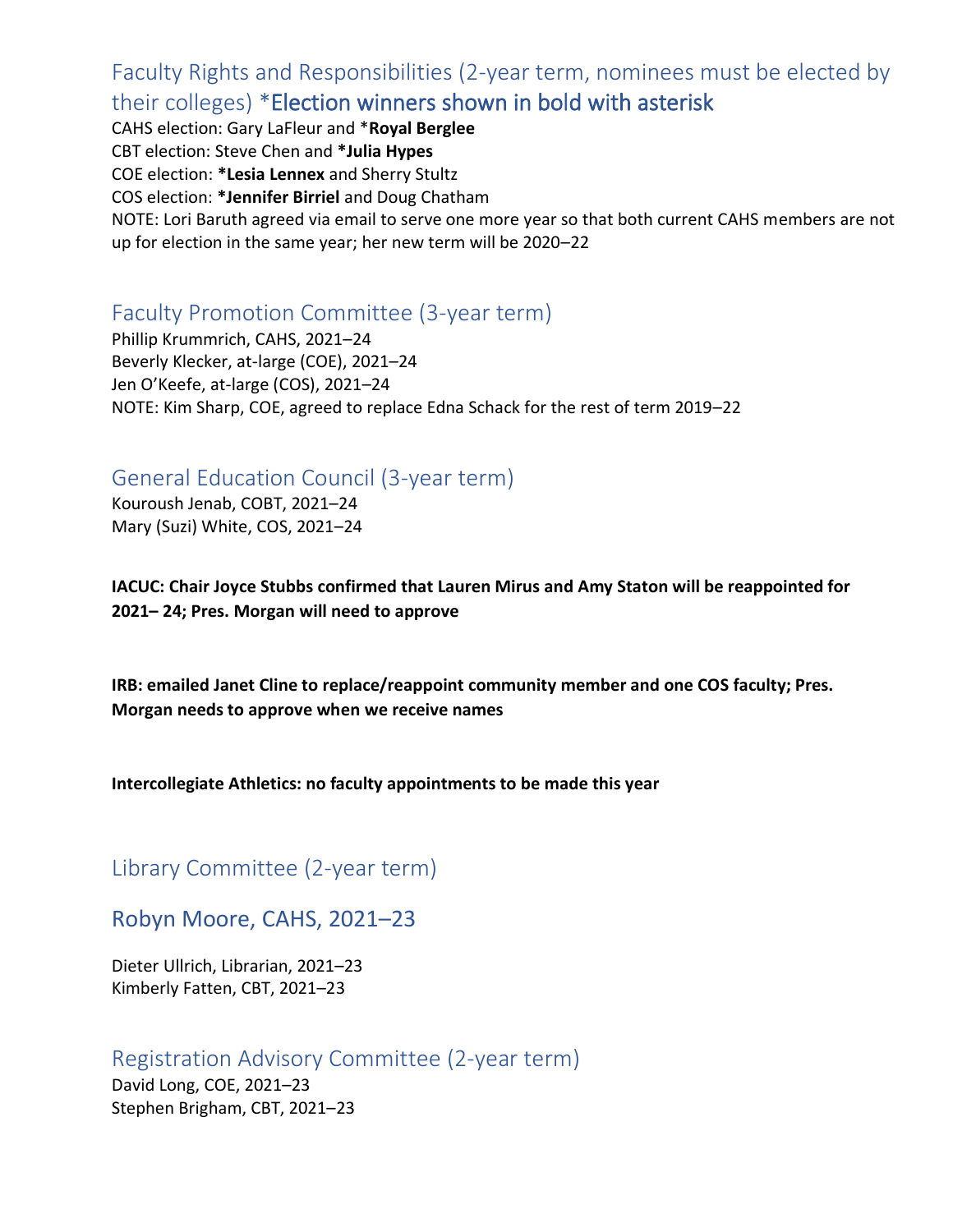## Faculty Rights and Responsibilities (2-year term, nominees must be elected by their colleges) *Election winners shown in bold with asterisk

CAHS election: Gary LaFleur and ***Royal Berglee**
CBT election: Steve Chen and ***Julia Hypes**
COE election: ***Lesia Lennex** and Sherry Stultz
COS election: ***Jennifer Birriel** and Doug Chatham
NOTE: Lori Baruth agreed via email to serve one more year so that both current CAHS members are not up for election in the same year; her new term will be 2020–22

## Faculty Promotion Committee (3-year term)

Phillip Krummrich, CAHS, 2021–24
Beverly Klecker, at-large (COE), 2021–24
Jen O'Keefe, at-large (COS), 2021–24
NOTE: Kim Sharp, COE, agreed to replace Edna Schack for the rest of term 2019–22

## General Education Council (3-year term)

Kouroush Jenab, COBT, 2021–24
Mary (Suzi) White, COS, 2021–24

**IACUC: Chair Joyce Stubbs confirmed that Lauren Mirus and Amy Staton will be reappointed for 2021– 24; Pres. Morgan will need to approve**

**IRB: emailed Janet Cline to replace/reappoint community member and one COS faculty; Pres. Morgan needs to approve when we receive names**

**Intercollegiate Athletics: no faculty appointments to be made this year**

## Library Committee (2-year term)

## Robyn Moore, CAHS, 2021–23

Dieter Ullrich, Librarian, 2021–23
Kimberly Fatten, CBT, 2021–23

## Registration Advisory Committee (2-year term)

David Long, COE, 2021–23
Stephen Brigham, CBT, 2021–23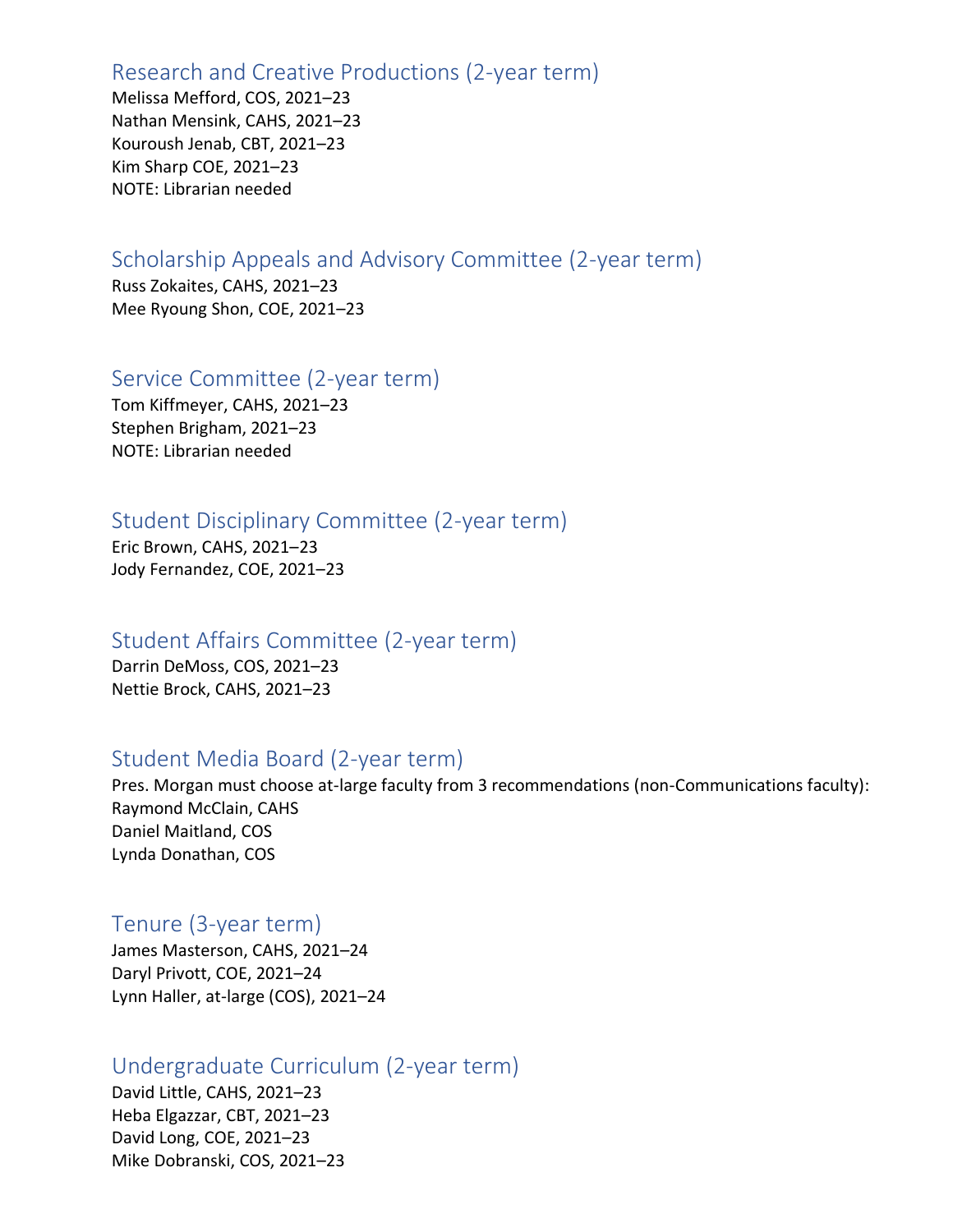## Research and Creative Productions (2-year term)

Melissa Mefford, COS, 2021–23
Nathan Mensink, CAHS, 2021–23
Kouroush Jenab, CBT, 2021–23
Kim Sharp COE, 2021–23
NOTE: Librarian needed

## Scholarship Appeals and Advisory Committee (2-year term)

Russ Zokaites, CAHS, 2021–23
Mee Ryoung Shon, COE, 2021–23

## Service Committee (2-year term)

Tom Kiffmeyer, CAHS, 2021–23
Stephen Brigham, 2021–23
NOTE: Librarian needed

## Student Disciplinary Committee (2-year term)

Eric Brown, CAHS, 2021–23
Jody Fernandez, COE, 2021–23

## Student Affairs Committee (2-year term)

Darrin DeMoss, COS, 2021–23
Nettie Brock, CAHS, 2021–23

## Student Media Board (2-year term)

Pres. Morgan must choose at-large faculty from 3 recommendations (non-Communications faculty):
Raymond McClain, CAHS
Daniel Maitland, COS
Lynda Donathan, COS

## Tenure (3-year term)

James Masterson, CAHS, 2021–24
Daryl Privott, COE, 2021–24
Lynn Haller, at-large (COS), 2021–24

## Undergraduate Curriculum (2-year term)

David Little, CAHS, 2021–23
Heba Elgazzar, CBT, 2021–23
David Long, COE, 2021–23
Mike Dobranski, COS, 2021–23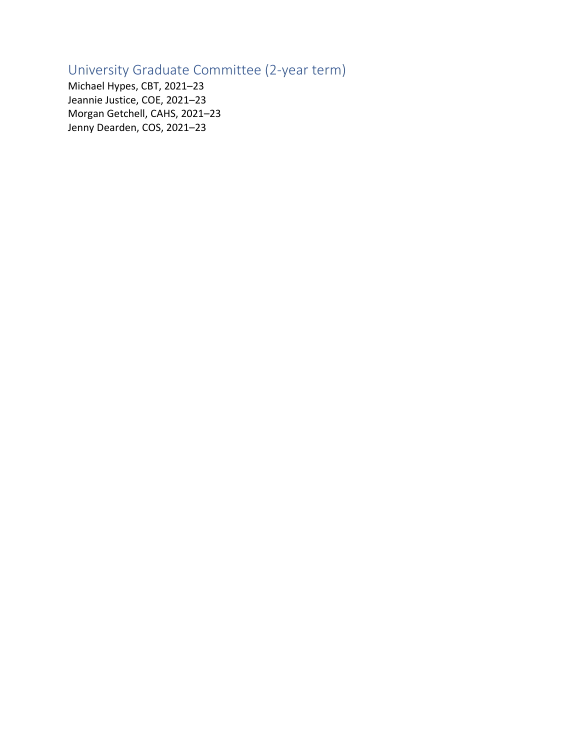## University Graduate Committee (2-year term)

Michael Hypes, CBT, 2021–23
Jeannie Justice, COE, 2021–23
Morgan Getchell, CAHS, 2021–23
Jenny Dearden, COS, 2021–23